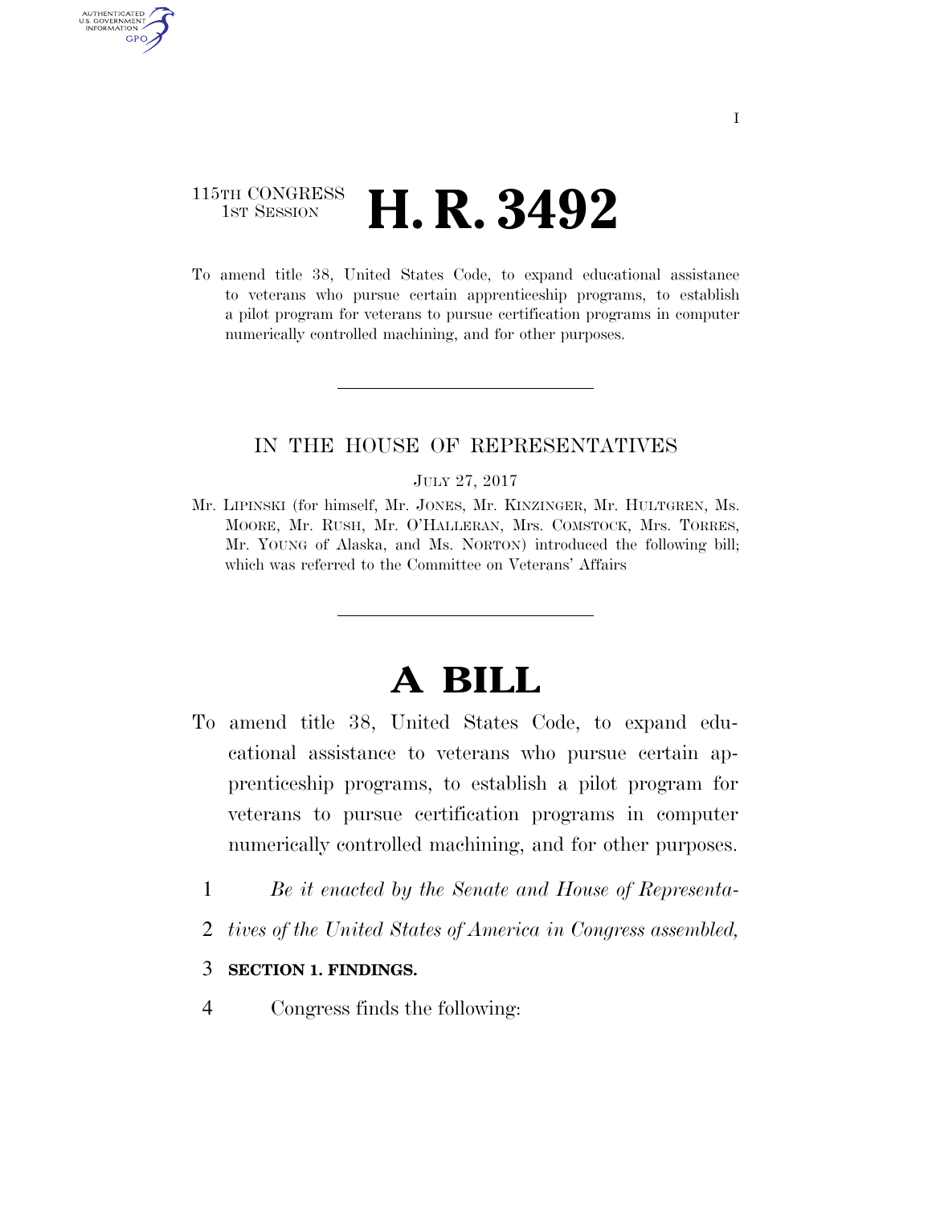115TH CONGRESS
1ST SESSION

# H. R. 3492

To amend title 38, United States Code, to expand educational assistance to veterans who pursue certain apprenticeship programs, to establish a pilot program for veterans to pursue certification programs in computer numerically controlled machining, and for other purposes.

IN THE HOUSE OF REPRESENTATIVES

JULY 27, 2017

Mr. LIPINSKI (for himself, Mr. JONES, Mr. KINZINGER, Mr. HULTGREN, Ms. MOORE, Mr. RUSH, Mr. O'HALLERAN, Mrs. COMSTOCK, Mrs. TORRES, Mr. YOUNG of Alaska, and Ms. NORTON) introduced the following bill; which was referred to the Committee on Veterans' Affairs

# A BILL

To amend title 38, United States Code, to expand educational assistance to veterans who pursue certain apprenticeship programs, to establish a pilot program for veterans to pursue certification programs in computer numerically controlled machining, and for other purposes.

*Be it enacted by the Senate and House of Representatives of the United States of America in Congress assembled,*

**SECTION 1. FINDINGS.**

Congress finds the following: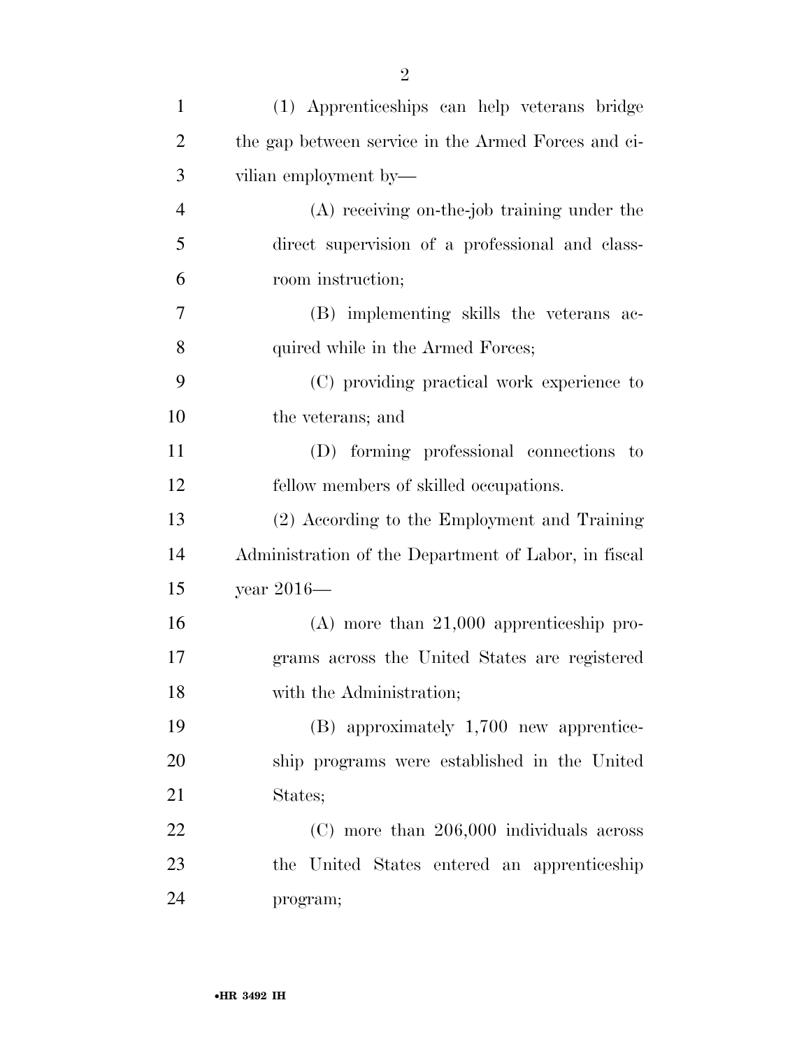(1) Apprenticeships can help veterans bridge the gap between service in the Armed Forces and civilian employment by—

(A) receiving on-the-job training under the direct supervision of a professional and classroom instruction;

(B) implementing skills the veterans acquired while in the Armed Forces;

(C) providing practical work experience to the veterans; and

(D) forming professional connections to fellow members of skilled occupations.

(2) According to the Employment and Training Administration of the Department of Labor, in fiscal year 2016—

(A) more than 21,000 apprenticeship programs across the United States are registered with the Administration;

(B) approximately 1,700 new apprenticeship programs were established in the United States;

(C) more than 206,000 individuals across the United States entered an apprenticeship program;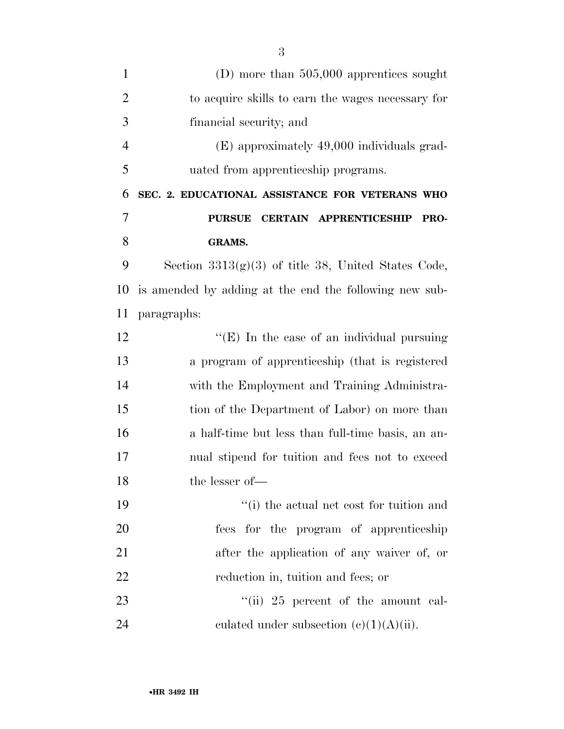(D) more than 505,000 apprentices sought to acquire skills to earn the wages necessary for financial security; and

(E) approximately 49,000 individuals graduated from apprenticeship programs.

**SEC. 2. EDUCATIONAL ASSISTANCE FOR VETERANS WHO PURSUE CERTAIN APPRENTICESHIP PROGRAMS.**

Section 3313(g)(3) of title 38, United States Code, is amended by adding at the end the following new subparagraphs:

''(E) In the case of an individual pursuing a program of apprenticeship (that is registered with the Employment and Training Administration of the Department of Labor) on more than a half-time but less than full-time basis, an annual stipend for tuition and fees not to exceed the lesser of—

''(i) the actual net cost for tuition and fees for the program of apprenticeship after the application of any waiver of, or reduction in, tuition and fees; or

''(ii) 25 percent of the amount calculated under subsection (c)(1)(A)(ii).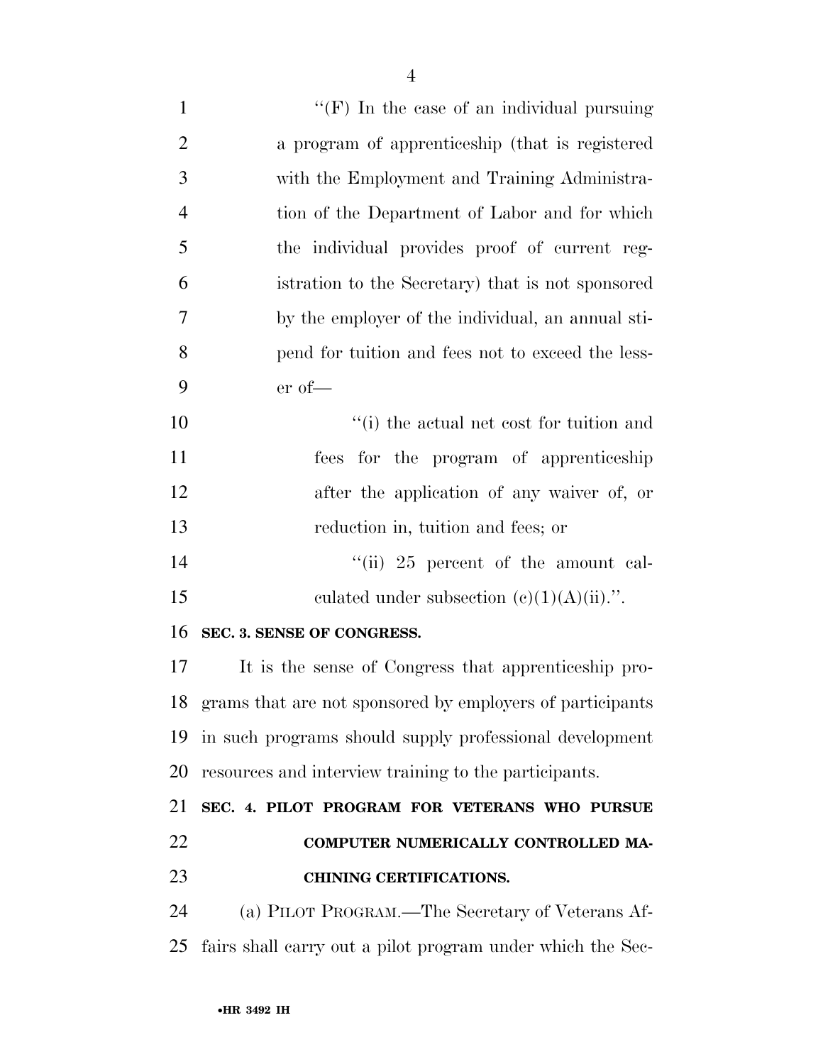"(F) In the case of an individual pursuing a program of apprenticeship (that is registered with the Employment and Training Administration of the Department of Labor and for which the individual provides proof of current registration to the Secretary) that is not sponsored by the employer of the individual, an annual stipend for tuition and fees not to exceed the lesser of—

"(i) the actual net cost for tuition and fees for the program of apprenticeship after the application of any waiver of, or reduction in, tuition and fees; or

"(ii) 25 percent of the amount calculated under subsection (c)(1)(A)(ii).".

**SEC. 3. SENSE OF CONGRESS.**

It is the sense of Congress that apprenticeship programs that are not sponsored by employers of participants in such programs should supply professional development resources and interview training to the participants.

**SEC. 4. PILOT PROGRAM FOR VETERANS WHO PURSUE COMPUTER NUMERICALLY CONTROLLED MACHINING CERTIFICATIONS.**

(a) PILOT PROGRAM.—The Secretary of Veterans Affairs shall carry out a pilot program under which the Sec-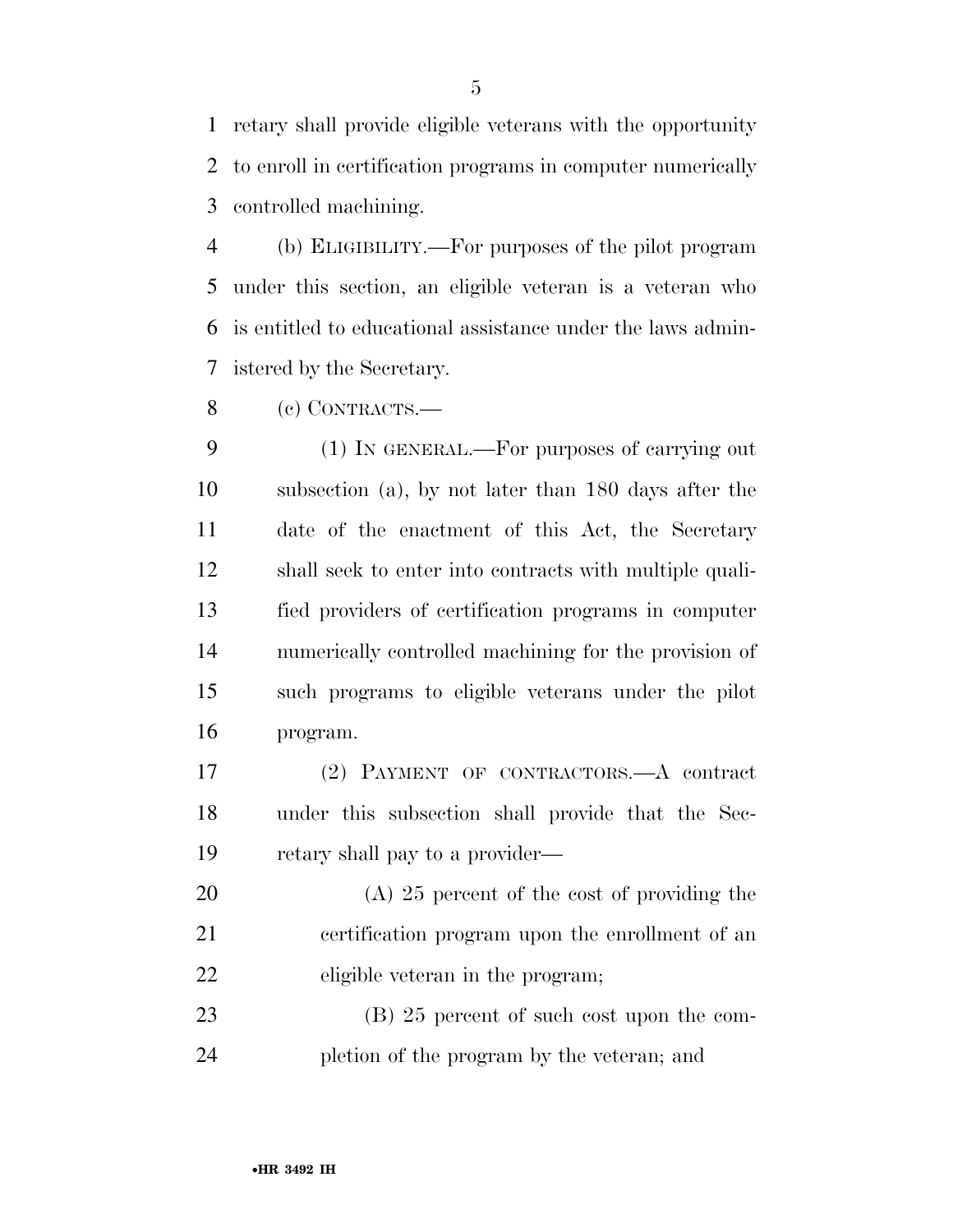retary shall provide eligible veterans with the opportunity to enroll in certification programs in computer numerically controlled machining.

(b) ELIGIBILITY.—For purposes of the pilot program under this section, an eligible veteran is a veteran who is entitled to educational assistance under the laws administered by the Secretary.

(c) CONTRACTS.—

(1) IN GENERAL.—For purposes of carrying out subsection (a), by not later than 180 days after the date of the enactment of this Act, the Secretary shall seek to enter into contracts with multiple qualified providers of certification programs in computer numerically controlled machining for the provision of such programs to eligible veterans under the pilot program.

(2) PAYMENT OF CONTRACTORS.—A contract under this subsection shall provide that the Secretary shall pay to a provider—

(A) 25 percent of the cost of providing the certification program upon the enrollment of an eligible veteran in the program;

(B) 25 percent of such cost upon the completion of the program by the veteran; and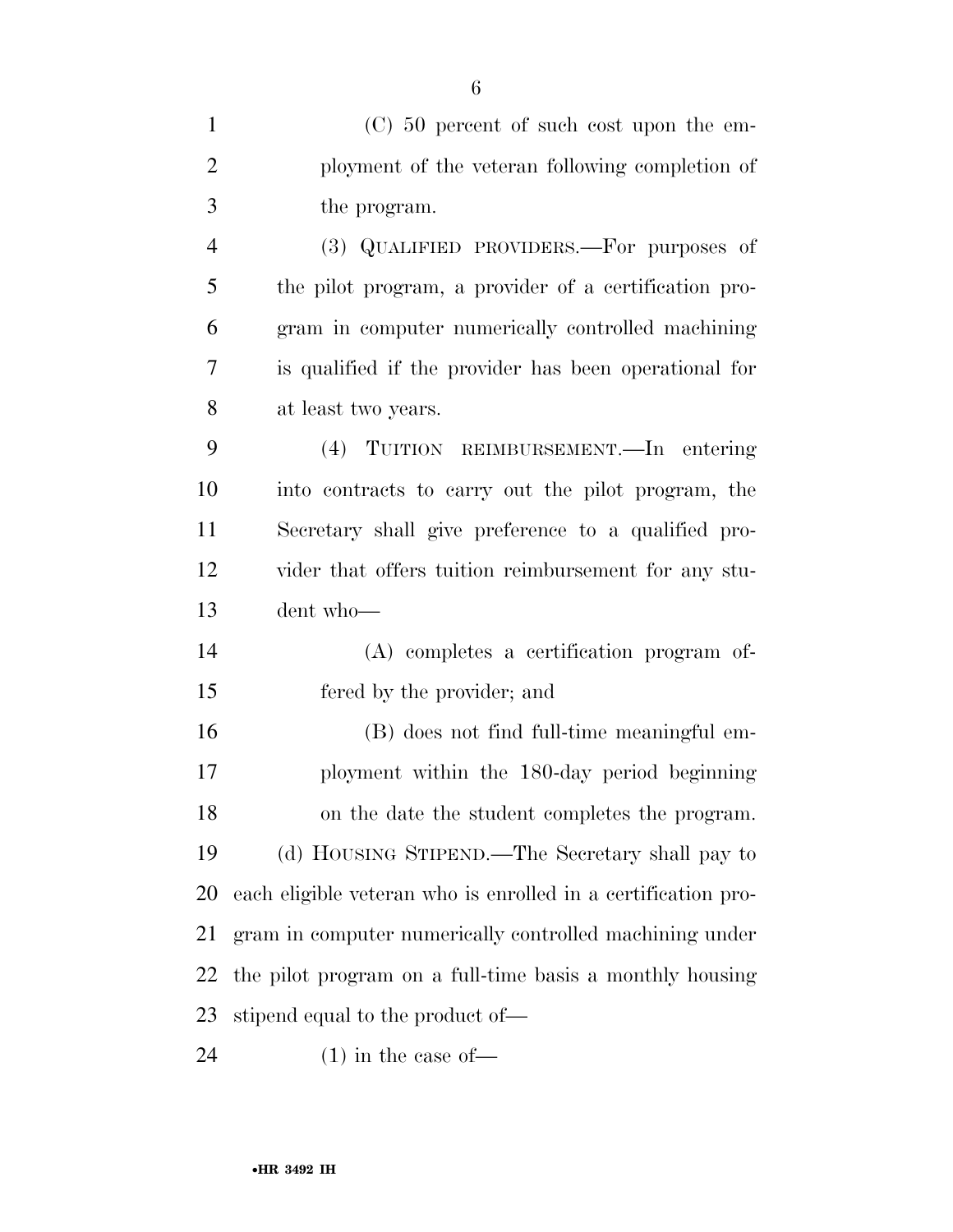(C) 50 percent of such cost upon the employment of the veteran following completion of the program.

(3) QUALIFIED PROVIDERS.—For purposes of the pilot program, a provider of a certification program in computer numerically controlled machining is qualified if the provider has been operational for at least two years.

(4) TUITION REIMBURSEMENT.—In entering into contracts to carry out the pilot program, the Secretary shall give preference to a qualified provider that offers tuition reimbursement for any student who—

(A) completes a certification program offered by the provider; and

(B) does not find full-time meaningful employment within the 180-day period beginning on the date the student completes the program.

(d) HOUSING STIPEND.—The Secretary shall pay to each eligible veteran who is enrolled in a certification program in computer numerically controlled machining under the pilot program on a full-time basis a monthly housing stipend equal to the product of—

(1) in the case of—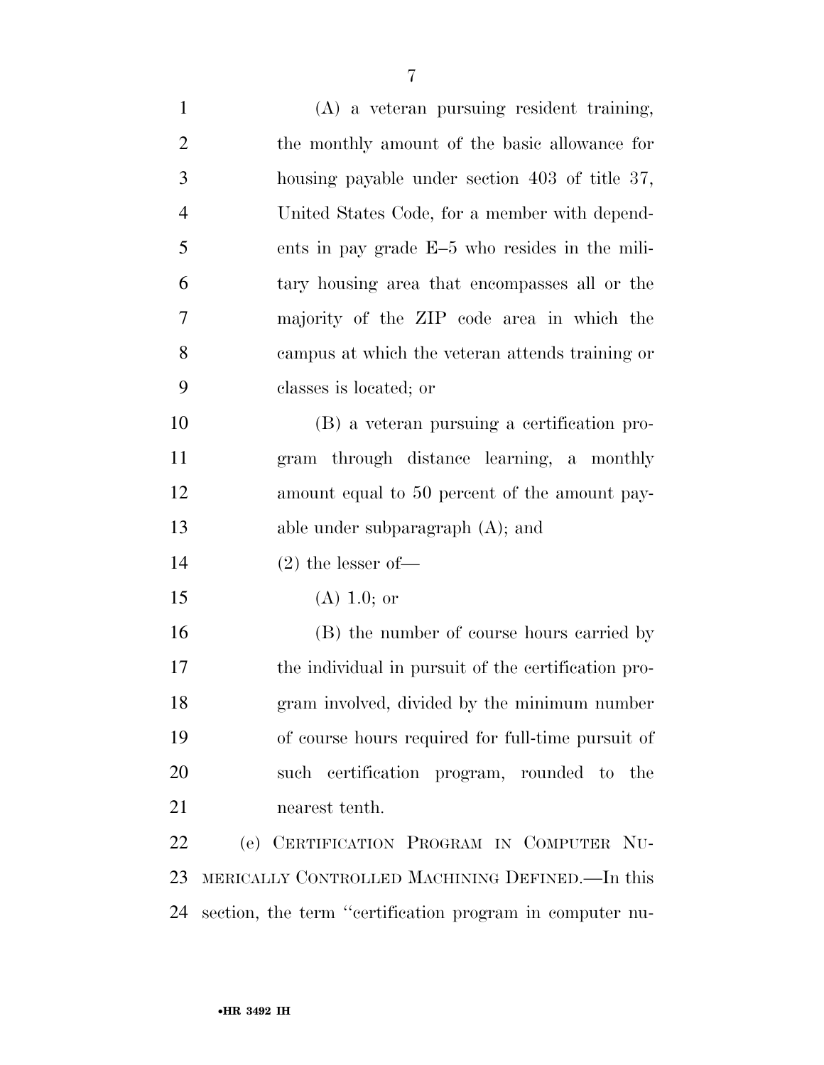(A) a veteran pursuing resident training, the monthly amount of the basic allowance for housing payable under section 403 of title 37, United States Code, for a member with dependents in pay grade E–5 who resides in the military housing area that encompasses all or the majority of the ZIP code area in which the campus at which the veteran attends training or classes is located; or

(B) a veteran pursuing a certification program through distance learning, a monthly amount equal to 50 percent of the amount payable under subparagraph (A); and

(2) the lesser of—

(A) 1.0; or

(B) the number of course hours carried by the individual in pursuit of the certification program involved, divided by the minimum number of course hours required for full-time pursuit of such certification program, rounded to the nearest tenth.

(e) CERTIFICATION PROGRAM IN COMPUTER NUMERICALLY CONTROLLED MACHINING DEFINED.—In this section, the term ''certification program in computer nu-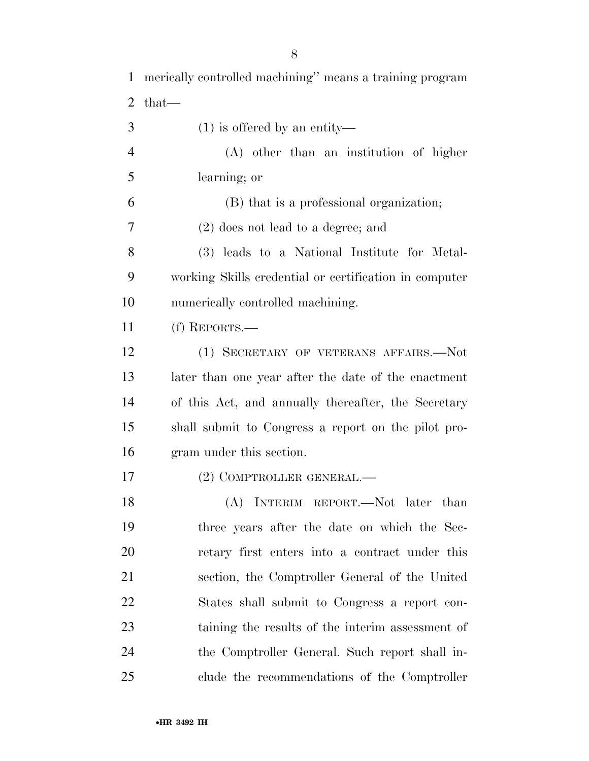merically controlled machining'' means a training program that—

(1) is offered by an entity—

(A) other than an institution of higher learning; or

(B) that is a professional organization;

(2) does not lead to a degree; and

(3) leads to a National Institute for Metalworking Skills credential or certification in computer numerically controlled machining.

(f) REPORTS.—

(1) SECRETARY OF VETERANS AFFAIRS.—Not later than one year after the date of the enactment of this Act, and annually thereafter, the Secretary shall submit to Congress a report on the pilot program under this section.

(2) COMPTROLLER GENERAL.—

(A) INTERIM REPORT.—Not later than three years after the date on which the Secretary first enters into a contract under this section, the Comptroller General of the United States shall submit to Congress a report containing the results of the interim assessment of the Comptroller General. Such report shall include the recommendations of the Comptroller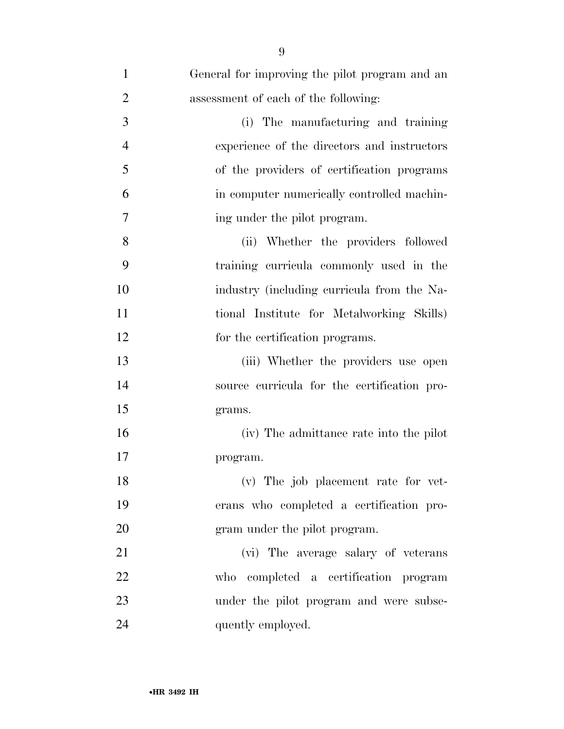General for improving the pilot program and an assessment of each of the following:

(i) The manufacturing and training experience of the directors and instructors of the providers of certification programs in computer numerically controlled machining under the pilot program.

(ii) Whether the providers followed training curricula commonly used in the industry (including curricula from the National Institute for Metalworking Skills) for the certification programs.

(iii) Whether the providers use open source curricula for the certification programs.

(iv) The admittance rate into the pilot program.

(v) The job placement rate for veterans who completed a certification program under the pilot program.

(vi) The average salary of veterans who completed a certification program under the pilot program and were subsequently employed.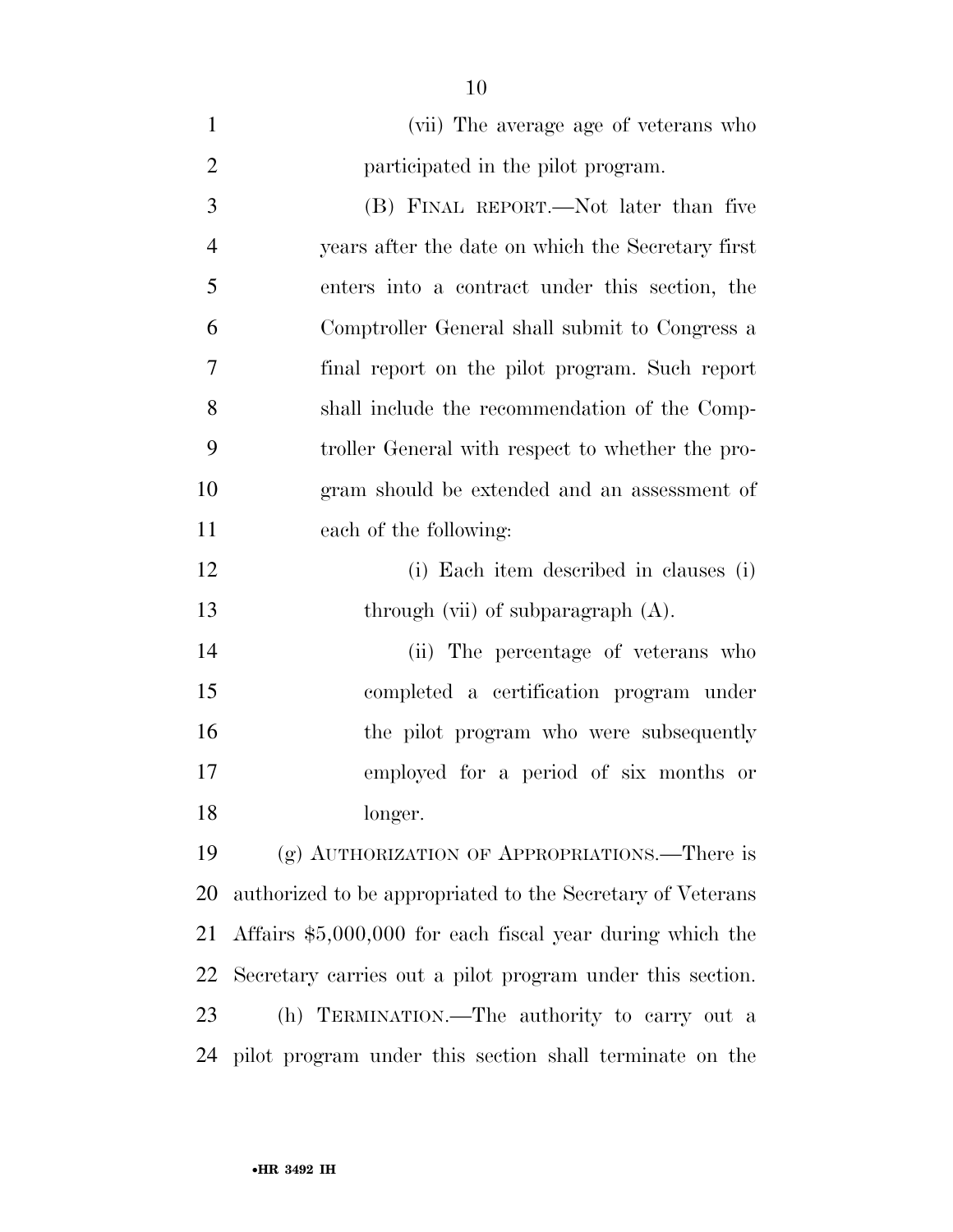(vii) The average age of veterans who participated in the pilot program.

(B) FINAL REPORT.—Not later than five years after the date on which the Secretary first enters into a contract under this section, the Comptroller General shall submit to Congress a final report on the pilot program. Such report shall include the recommendation of the Comptroller General with respect to whether the program should be extended and an assessment of each of the following:

(i) Each item described in clauses (i) through (vii) of subparagraph (A).

(ii) The percentage of veterans who completed a certification program under the pilot program who were subsequently employed for a period of six months or longer.

(g) AUTHORIZATION OF APPROPRIATIONS.—There is authorized to be appropriated to the Secretary of Veterans Affairs $5,000,000 for each fiscal year during which the Secretary carries out a pilot program under this section.

(h) TERMINATION.—The authority to carry out a pilot program under this section shall terminate on the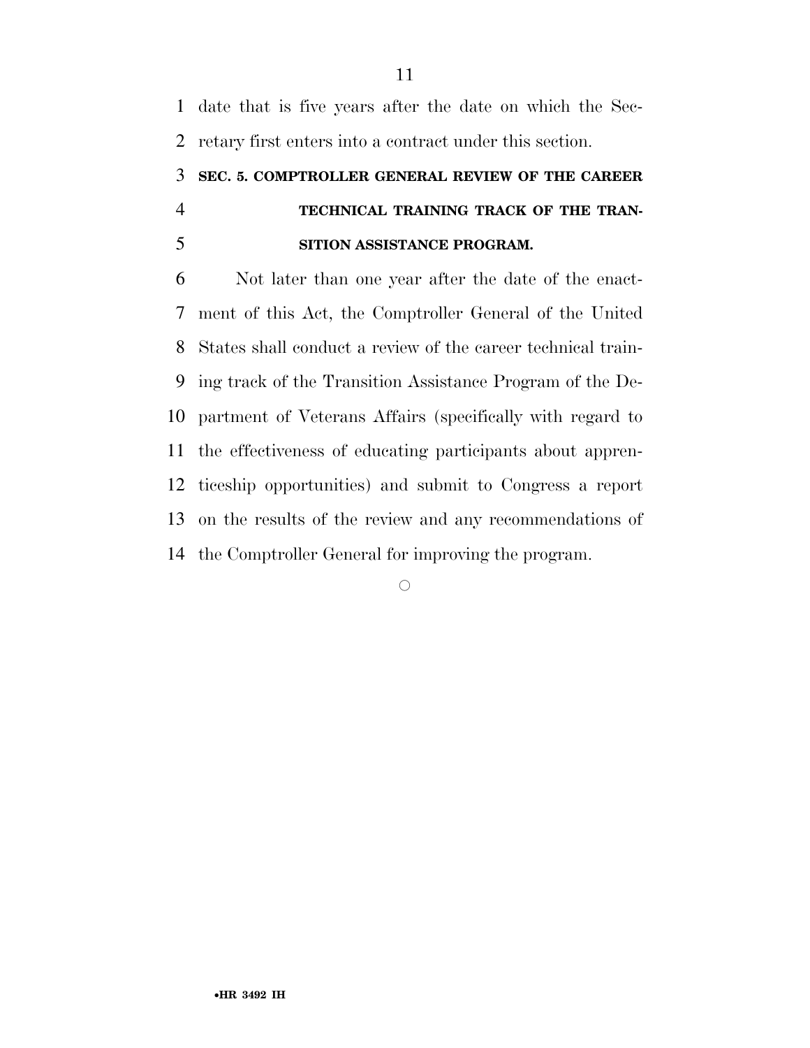date that is five years after the date on which the Secretary first enters into a contract under this section.

**SEC. 5. COMPTROLLER GENERAL REVIEW OF THE CAREER TECHNICAL TRAINING TRACK OF THE TRANSITION ASSISTANCE PROGRAM.**

Not later than one year after the date of the enactment of this Act, the Comptroller General of the United States shall conduct a review of the career technical training track of the Transition Assistance Program of the Department of Veterans Affairs (specifically with regard to the effectiveness of educating participants about apprenticeship opportunities) and submit to Congress a report on the results of the review and any recommendations of the Comptroller General for improving the program.

○